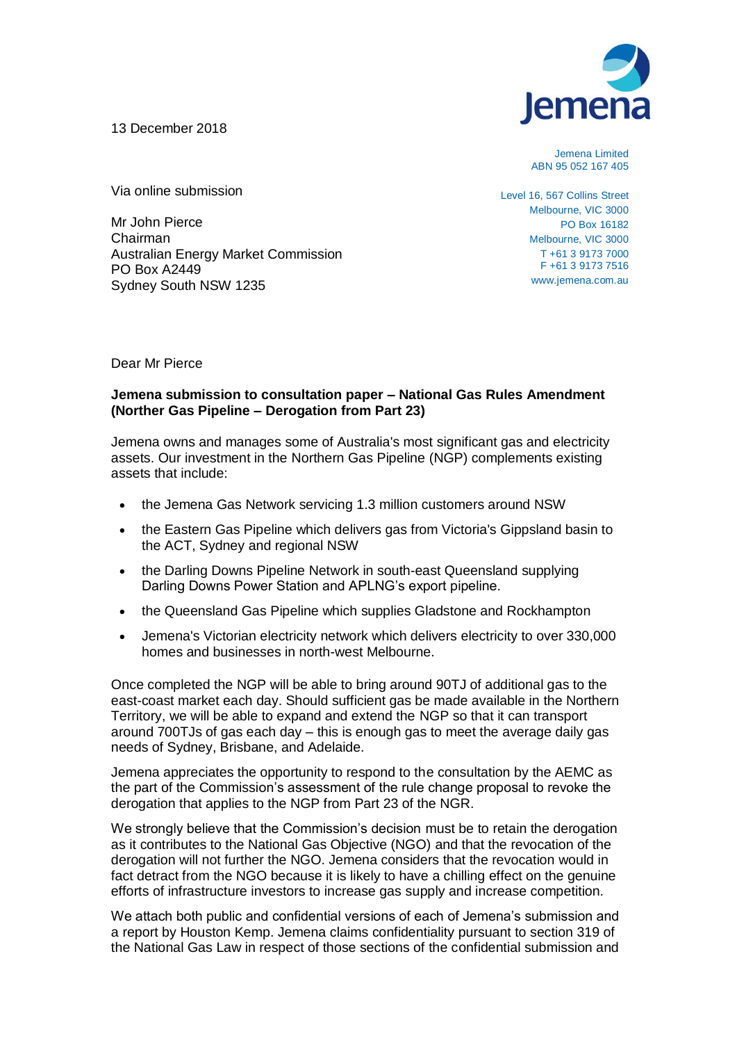13 December 2018

Jemena Limited
ABN 95 052 167 405

Level 16, 567 Collins Street
Melbourne, VIC 3000
PO Box 16182
Melbourne, VIC 3000
T +61 3 9173 7000
F +61 3 9173 7516
www.jemena.com.au

Via online submission

Mr John Pierce
Chairman
Australian Energy Market Commission
PO Box A2449
Sydney South NSW 1235

Dear Mr Pierce

**Jemena submission to consultation paper – National Gas Rules Amendment (Norther Gas Pipeline – Derogation from Part 23)**

Jemena owns and manages some of Australia's most significant gas and electricity assets. Our investment in the Northern Gas Pipeline (NGP) complements existing assets that include:

- the Jemena Gas Network servicing 1.3 million customers around NSW
- the Eastern Gas Pipeline which delivers gas from Victoria's Gippsland basin to the ACT, Sydney and regional NSW
- the Darling Downs Pipeline Network in south-east Queensland supplying Darling Downs Power Station and APLNG's export pipeline.
- the Queensland Gas Pipeline which supplies Gladstone and Rockhampton
- Jemena's Victorian electricity network which delivers electricity to over 330,000 homes and businesses in north-west Melbourne.

Once completed the NGP will be able to bring around 90TJ of additional gas to the east-coast market each day. Should sufficient gas be made available in the Northern Territory, we will be able to expand and extend the NGP so that it can transport around 700TJs of gas each day – this is enough gas to meet the average daily gas needs of Sydney, Brisbane, and Adelaide.

Jemena appreciates the opportunity to respond to the consultation by the AEMC as the part of the Commission's assessment of the rule change proposal to revoke the derogation that applies to the NGP from Part 23 of the NGR.

We strongly believe that the Commission's decision must be to retain the derogation as it contributes to the National Gas Objective (NGO) and that the revocation of the derogation will not further the NGO. Jemena considers that the revocation would in fact detract from the NGO because it is likely to have a chilling effect on the genuine efforts of infrastructure investors to increase gas supply and increase competition.

We attach both public and confidential versions of each of Jemena's submission and a report by Houston Kemp. Jemena claims confidentiality pursuant to section 319 of the National Gas Law in respect of those sections of the confidential submission and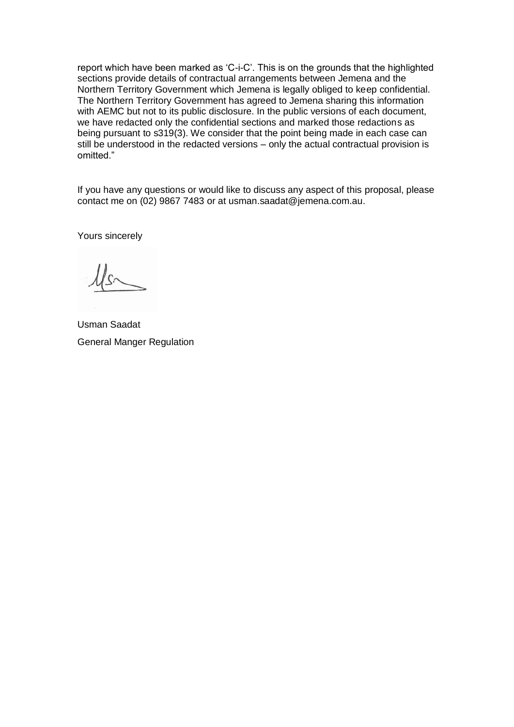report which have been marked as 'C-i-C'. This is on the grounds that the highlighted sections provide details of contractual arrangements between Jemena and the Northern Territory Government which Jemena is legally obliged to keep confidential. The Northern Territory Government has agreed to Jemena sharing this information with AEMC but not to its public disclosure. In the public versions of each document, we have redacted only the confidential sections and marked those redactions as being pursuant to s319(3). We consider that the point being made in each case can still be understood in the redacted versions – only the actual contractual provision is omitted."

If you have any questions or would like to discuss any aspect of this proposal, please contact me on (02) 9867 7483 or at usman.saadat@jemena.com.au.

Yours sincerely

Usman Saadat

General Manger Regulation